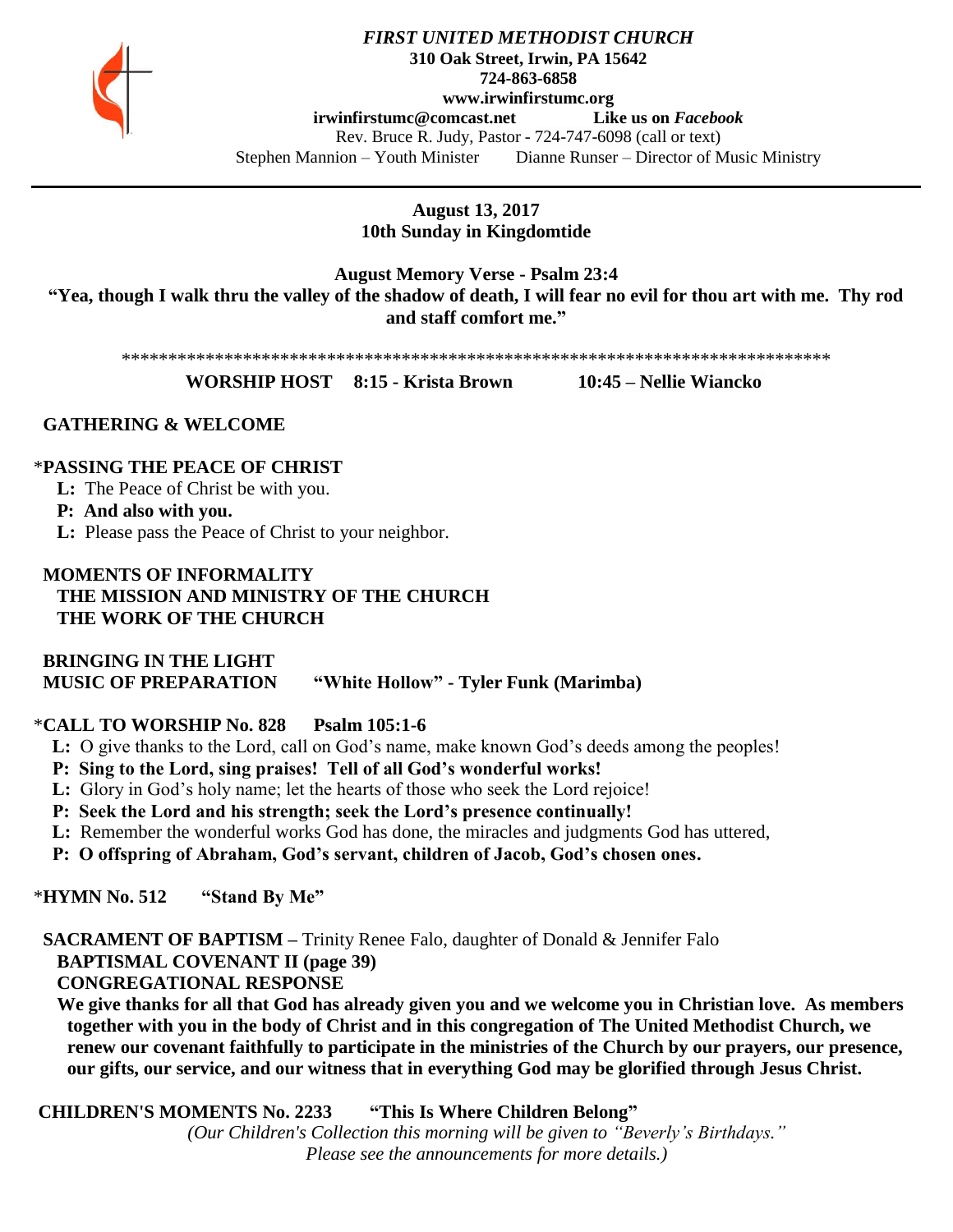***FIRST UNITED METHODIST CHURCH***
**310 Oak Street, Irwin, PA 15642**
**724-863-6858**
**www.irwinfirstumc.org**
**irwinfirstumc@comcast.net** **Like us on *Facebook***
Rev. Bruce R. Judy, Pastor - 724-747-6098 (call or text)
Stephen Mannion – Youth Minister Dianne Runser – Director of Music Ministry

---

**August 13, 2017**
**10th Sunday in Kingdomtide**

**August Memory Verse - Psalm 23:4**
**"Yea, though I walk thru the valley of the shadow of death, I will fear no evil for thou art with me. Thy rod and staff comfort me."**

******************************************************************************

**WORSHIP HOST 8:15 - Krista Brown 10:45 – Nellie Wiancko**

**GATHERING & WELCOME**

*__PASSING THE PEACE OF CHRIST__

**L:** The Peace of Christ be with you.
**P: And also with you.**
**L:** Please pass the Peace of Christ to your neighbor.

**MOMENTS OF INFORMALITY**
**THE MISSION AND MINISTRY OF THE CHURCH**
**THE WORK OF THE CHURCH**

**BRINGING IN THE LIGHT**
**MUSIC OF PREPARATION "White Hollow" - Tyler Funk (Marimba)**

*__CALL TO WORSHIP No. 828 Psalm 105:1-6__

**L:** O give thanks to the Lord, call on God's name, make known God's deeds among the peoples!
**P: Sing to the Lord, sing praises! Tell of all God's wonderful works!**
**L:** Glory in God's holy name; let the hearts of those who seek the Lord rejoice!
**P: Seek the Lord and his strength; seek the Lord's presence continually!**
**L:** Remember the wonderful works God has done, the miracles and judgments God has uttered,
**P: O offspring of Abraham, God's servant, children of Jacob, God's chosen ones.**

*__HYMN No. 512 "Stand By Me"__

**SACRAMENT OF BAPTISM –** Trinity Renee Falo, daughter of Donald & Jennifer Falo
**BAPTISMAL COVENANT II (page 39)**
**CONGREGATIONAL RESPONSE**
**We give thanks for all that God has already given you and we welcome you in Christian love. As members together with you in the body of Christ and in this congregation of The United Methodist Church, we renew our covenant faithfully to participate in the ministries of the Church by our prayers, our presence, our gifts, our service, and our witness that in everything God may be glorified through Jesus Christ.**

**CHILDREN'S MOMENTS No. 2233 "This Is Where Children Belong"**
*(Our Children's Collection this morning will be given to "Beverly's Birthdays." Please see the announcements for more details.)*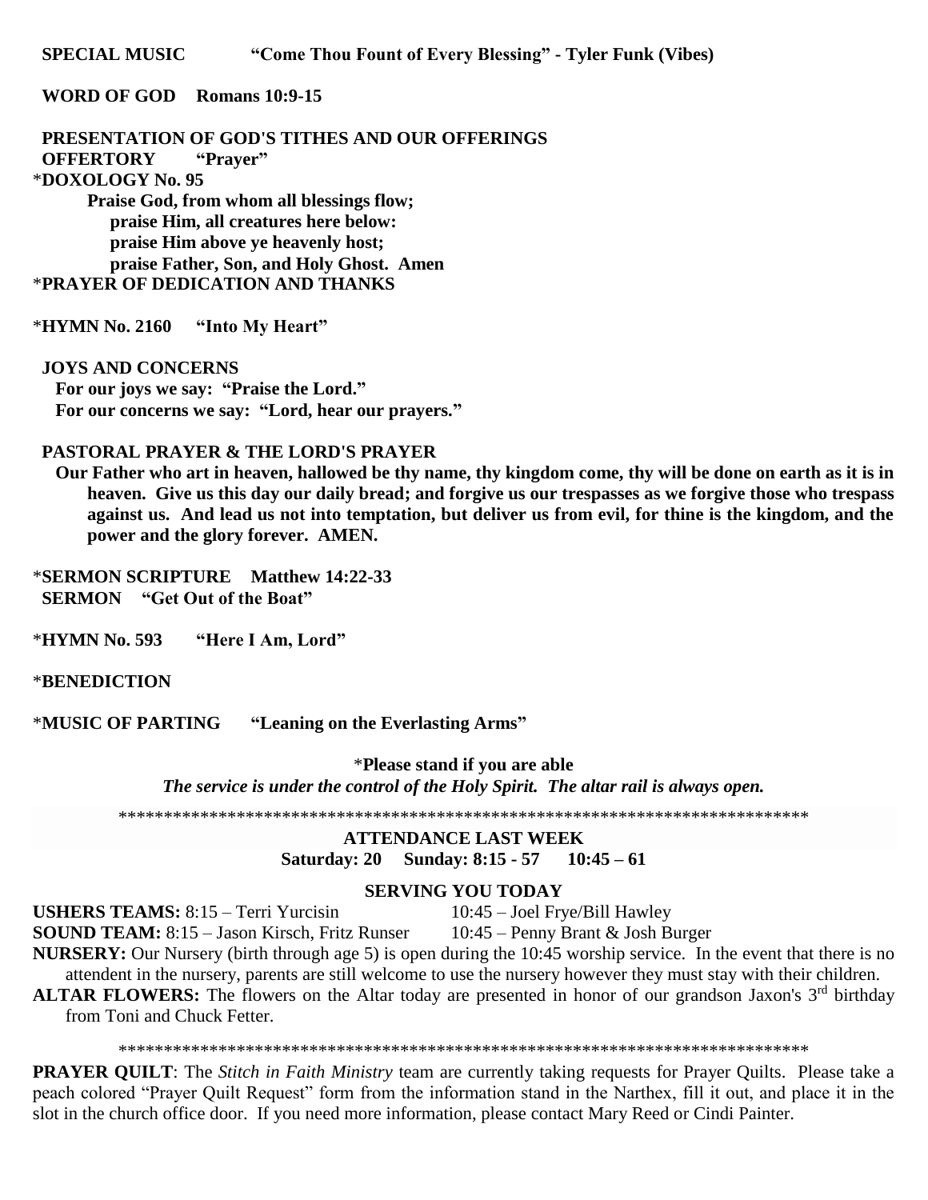**SPECIAL MUSIC** **"Come Thou Fount of Every Blessing" - Tyler Funk (Vibes)**

**WORD OF GOD** **Romans 10:9-15**

**PRESENTATION OF GOD'S TITHES AND OUR OFFERINGS**

**OFFERTORY** **"Prayer"**

***DOXOLOGY No. 95**

**Praise God, from whom all blessings flow;**
**praise Him, all creatures here below:**
**praise Him above ye heavenly host;**
**praise Father, Son, and Holy Ghost. Amen**

***PRAYER OF DEDICATION AND THANKS**

***HYMN No. 2160** **"Into My Heart"**

**JOYS AND CONCERNS**

**For our joys we say: "Praise the Lord."**
**For our concerns we say: "Lord, hear our prayers."**

**PASTORAL PRAYER & THE LORD'S PRAYER**

**Our Father who art in heaven, hallowed be thy name, thy kingdom come, thy will be done on earth as it is in heaven. Give us this day our daily bread; and forgive us our trespasses as we forgive those who trespass against us. And lead us not into temptation, but deliver us from evil, for thine is the kingdom, and the power and the glory forever. AMEN.**

***SERMON SCRIPTURE** **Matthew 14:22-33**

**SERMON** **"Get Out of the Boat"**

***HYMN No. 593** **"Here I Am, Lord"**

***BENEDICTION**

***MUSIC OF PARTING** **"Leaning on the Everlasting Arms"**

*__Please stand if you are able__

***The service is under the control of the Holy Spirit. The altar rail is always open.***

******************************************************************************

**ATTENDANCE LAST WEEK**

**Saturday: 20 Sunday: 8:15 - 57 10:45 – 61**

**SERVING YOU TODAY**

**USHERS TEAMS:** 8:15 – Terri Yurcisin 10:45 – Joel Frye/Bill Hawley

**SOUND TEAM:** 8:15 – Jason Kirsch, Fritz Runser 10:45 – Penny Brant & Josh Burger

**NURSERY:** Our Nursery (birth through age 5) is open during the 10:45 worship service. In the event that there is no attendent in the nursery, parents are still welcome to use the nursery however they must stay with their children.

**ALTAR FLOWERS:** The flowers on the Altar today are presented in honor of our grandson Jaxon's 3rd birthday from Toni and Chuck Fetter.

******************************************************************************

**PRAYER QUILT**: The *Stitch in Faith Ministry* team are currently taking requests for Prayer Quilts. Please take a peach colored "Prayer Quilt Request" form from the information stand in the Narthex, fill it out, and place it in the slot in the church office door. If you need more information, please contact Mary Reed or Cindi Painter.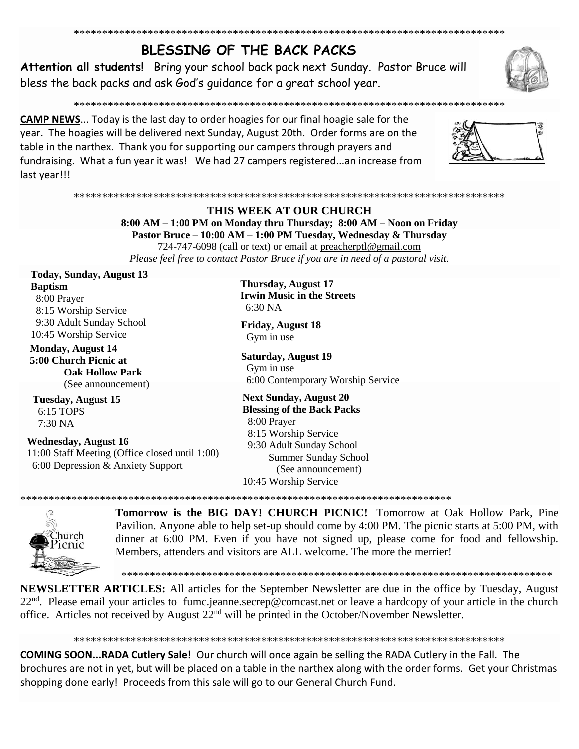*******************************************************************************

## BLESSING OF THE BACK PACKS

**Attention all students!** Bring your school back pack next Sunday. Pastor Bruce will bless the back packs and ask God's guidance for a great school year.

*******************************************************************************

**CAMP NEWS**... Today is the last day to order hoagies for our final hoagie sale for the year. The hoagies will be delivered next Sunday, August 20th. Order forms are on the table in the narthex. Thank you for supporting our campers through prayers and fundraising. What a fun year it was! We had 27 campers registered...an increase from last year!!!

*******************************************************************************

### THIS WEEK AT OUR CHURCH

**8:00 AM – 1:00 PM on Monday thru Thursday; 8:00 AM – Noon on Friday**
**Pastor Bruce – 10:00 AM – 1:00 PM Tuesday, Wednesday & Thursday**
724-747-6098 (call or text) or email at preacherptl@gmail.com
*Please feel free to contact Pastor Bruce if you are in need of a pastoral visit.*

**Today, Sunday, August 13**
**Baptism**
8:00 Prayer
8:15 Worship Service
9:30 Adult Sunday School
10:45 Worship Service

**Monday, August 14**
**5:00 Church Picnic at Oak Hollow Park**
(See announcement)

**Tuesday, August 15**
6:15 TOPS
7:30 NA

**Wednesday, August 16**
11:00 Staff Meeting (Office closed until 1:00)
6:00 Depression & Anxiety Support

**Thursday, August 17**
**Irwin Music in the Streets**
6:30 NA

**Friday, August 18**
Gym in use

**Saturday, August 19**
Gym in use
6:00 Contemporary Worship Service

**Next Sunday, August 20**
**Blessing of the Back Packs**
8:00 Prayer
8:15 Worship Service
9:30 Adult Sunday School
Summer Sunday School
(See announcement)
10:45 Worship Service

*******************************************************************************

**Tomorrow is the BIG DAY! CHURCH PICNIC!** Tomorrow at Oak Hollow Park, Pine Pavilion. Anyone able to help set-up should come by 4:00 PM. The picnic starts at 5:00 PM, with dinner at 6:00 PM. Even if you have not signed up, please come for food and fellowship. Members, attenders and visitors are ALL welcome. The more the merrier!

*******************************************************************************

**NEWSLETTER ARTICLES:** All articles for the September Newsletter are due in the office by Tuesday, August 22nd. Please email your articles to fumc.jeanne.secrep@comcast.net or leave a hardcopy of your article in the church office. Articles not received by August 22nd will be printed in the October/November Newsletter.

*******************************************************************************

**COMING SOON...RADA Cutlery Sale!** Our church will once again be selling the RADA Cutlery in the Fall. The brochures are not in yet, but will be placed on a table in the narthex along with the order forms. Get your Christmas shopping done early! Proceeds from this sale will go to our General Church Fund.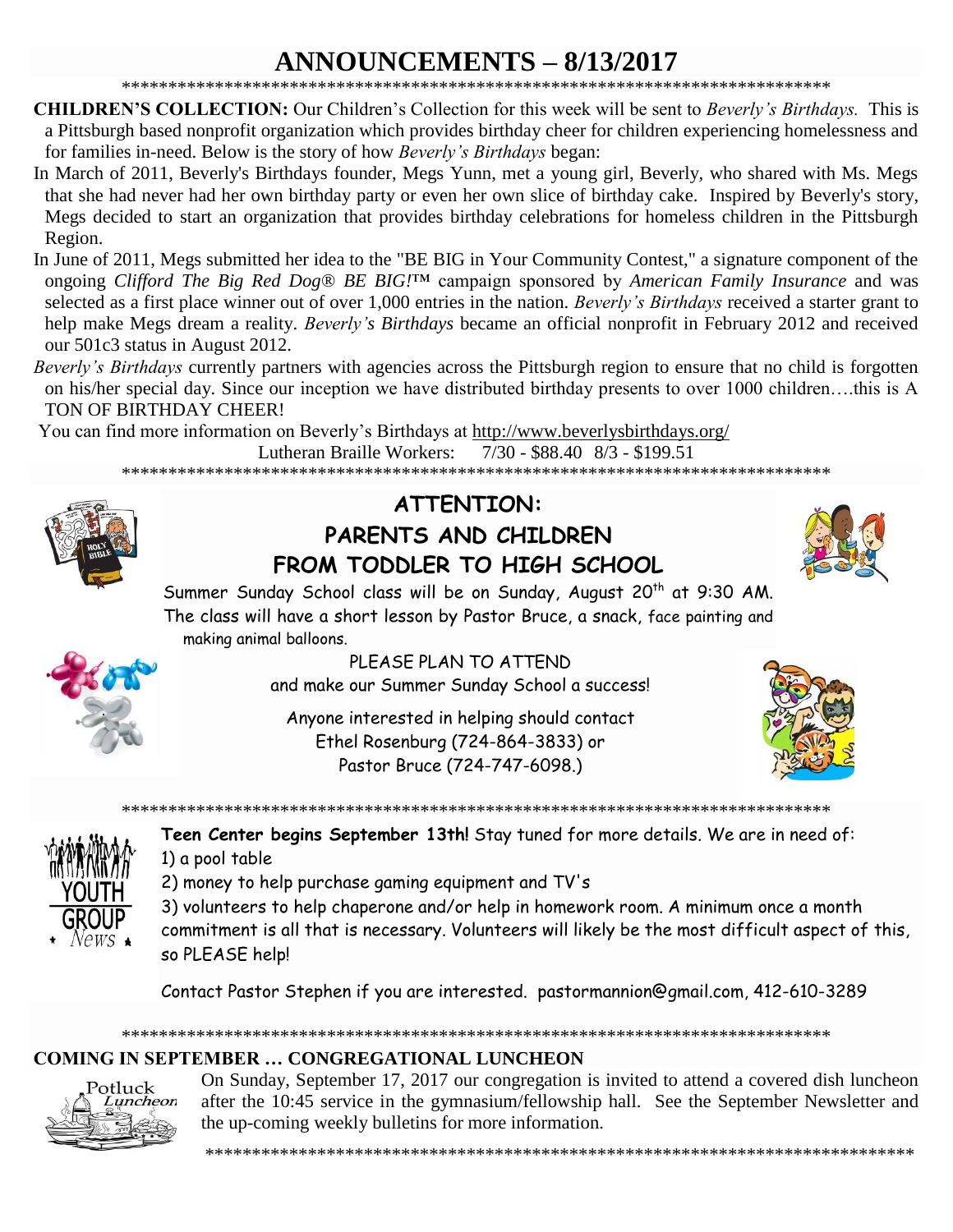# ANNOUNCEMENTS – 8/13/2017

*******************************************************************************

**CHILDREN'S COLLECTION:** Our Children's Collection for this week will be sent to *Beverly's Birthdays.* This is a Pittsburgh based nonprofit organization which provides birthday cheer for children experiencing homelessness and for families in-need. Below is the story of how *Beverly's Birthdays* began:

In March of 2011, Beverly's Birthdays founder, Megs Yunn, met a young girl, Beverly, who shared with Ms. Megs that she had never had her own birthday party or even her own slice of birthday cake. Inspired by Beverly's story, Megs decided to start an organization that provides birthday celebrations for homeless children in the Pittsburgh Region.

In June of 2011, Megs submitted her idea to the "BE BIG in Your Community Contest," a signature component of the ongoing *Clifford The Big Red Dog® BE BIG!™* campaign sponsored by *American Family Insurance* and was selected as a first place winner out of over 1,000 entries in the nation. *Beverly's Birthdays* received a starter grant to help make Megs dream a reality. *Beverly's Birthdays* became an official nonprofit in February 2012 and received our 501c3 status in August 2012.

*Beverly's Birthdays* currently partners with agencies across the Pittsburgh region to ensure that no child is forgotten on his/her special day. Since our inception we have distributed birthday presents to over 1000 children….this is A TON OF BIRTHDAY CHEER!

You can find more information on Beverly's Birthdays at http://www.beverlysbirthdays.org/

Lutheran Braille Workers: 7/30 - $88.40 8/3 - $199.51

*******************************************************************************

## ATTENTION:
## PARENTS AND CHILDREN FROM TODDLER TO HIGH SCHOOL

Summer Sunday School class will be on Sunday, August 20th at 9:30 AM. The class will have a short lesson by Pastor Bruce, a snack, face painting and making animal balloons.

PLEASE PLAN TO ATTEND
and make our Summer Sunday School a success!

Anyone interested in helping should contact
Ethel Rosenburg (724-864-3833) or
Pastor Bruce (724-747-6098.)

*******************************************************************************

**Teen Center begins September 13th!** Stay tuned for more details. We are in need of:

1) a pool table
2) money to help purchase gaming equipment and TV's
3) volunteers to help chaperone and/or help in homework room. A minimum once a month commitment is all that is necessary. Volunteers will likely be the most difficult aspect of this, so PLEASE help!

Contact Pastor Stephen if you are interested. pastormannion@gmail.com, 412-610-3289

*******************************************************************************

**COMING IN SEPTEMBER … CONGREGATIONAL LUNCHEON**

On Sunday, September 17, 2017 our congregation is invited to attend a covered dish luncheon after the 10:45 service in the gymnasium/fellowship hall. See the September Newsletter and the up-coming weekly bulletins for more information.

*******************************************************************************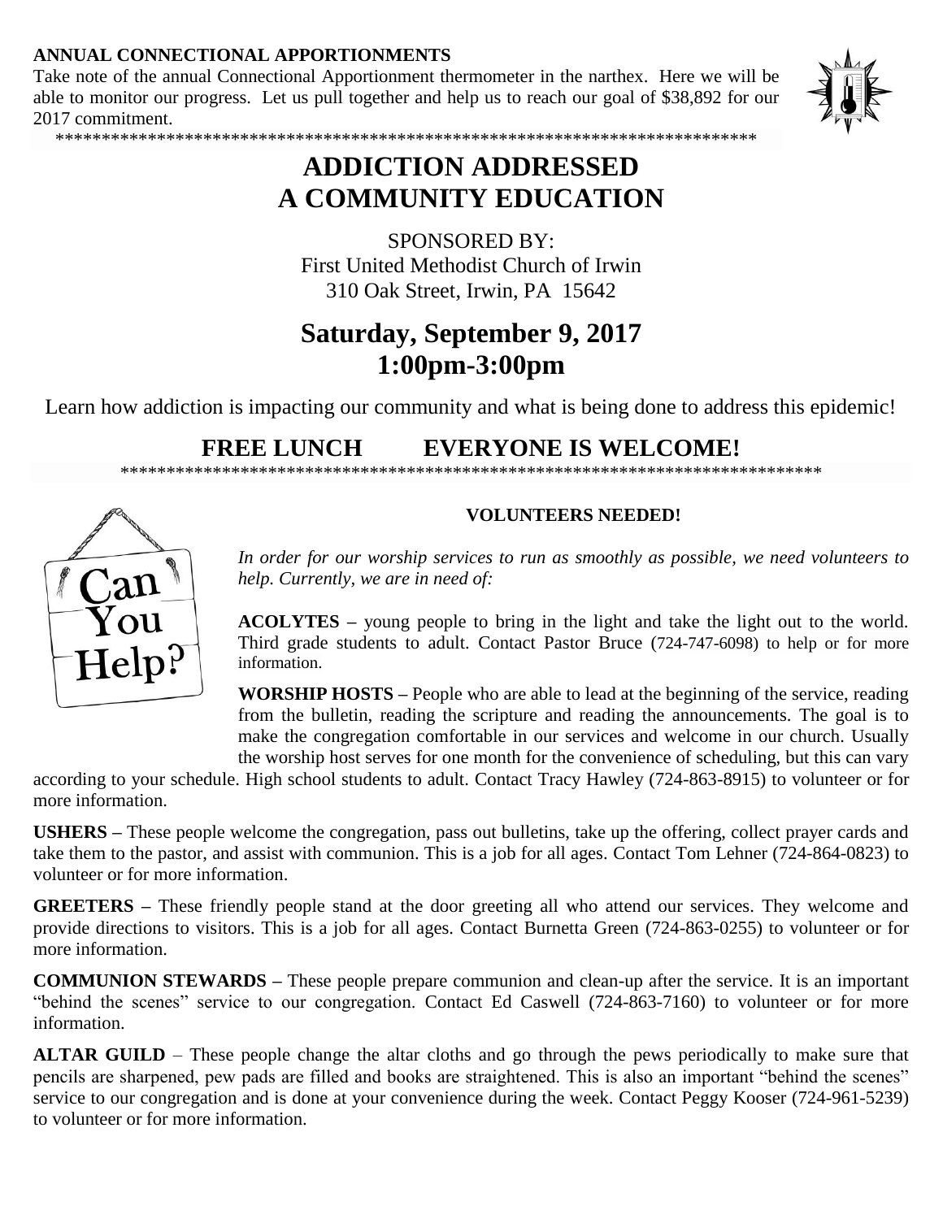**ANNUAL CONNECTIONAL APPORTIONMENTS**

Take note of the annual Connectional Apportionment thermometer in the narthex. Here we will be able to monitor our progress. Let us pull together and help us to reach our goal of $38,892 for our 2017 commitment.

\*\*\*\*\*\*\*\*\*\*\*\*\*\*\*\*\*\*\*\*\*\*\*\*\*\*\*\*\*\*\*\*\*\*\*\*\*\*\*\*\*\*\*\*\*\*\*\*\*\*\*\*\*\*\*\*\*\*\*\*\*\*\*\*\*\*\*\*\*\*\*\*\*\*\*\*\*

# ADDICTION ADDRESSED
# A COMMUNITY EDUCATION

SPONSORED BY:
First United Methodist Church of Irwin
310 Oak Street, Irwin, PA 15642

## Saturday, September 9, 2017
## 1:00pm-3:00pm

Learn how addiction is impacting our community and what is being done to address this epidemic!

## FREE LUNCH EVERYONE IS WELCOME!

\*\*\*\*\*\*\*\*\*\*\*\*\*\*\*\*\*\*\*\*\*\*\*\*\*\*\*\*\*\*\*\*\*\*\*\*\*\*\*\*\*\*\*\*\*\*\*\*\*\*\*\*\*\*\*\*\*\*\*\*\*\*\*\*\*\*\*\*\*\*\*\*\*\*\*\*\*

**VOLUNTEERS NEEDED!**

*In order for our worship services to run as smoothly as possible, we need volunteers to help. Currently, we are in need of:*

**ACOLYTES –** young people to bring in the light and take the light out to the world. Third grade students to adult. Contact Pastor Bruce (724-747-6098) to help or for more information.

**WORSHIP HOSTS –** People who are able to lead at the beginning of the service, reading from the bulletin, reading the scripture and reading the announcements. The goal is to make the congregation comfortable in our services and welcome in our church. Usually the worship host serves for one month for the convenience of scheduling, but this can vary according to your schedule. High school students to adult. Contact Tracy Hawley (724-863-8915) to volunteer or for more information.

**USHERS –** These people welcome the congregation, pass out bulletins, take up the offering, collect prayer cards and take them to the pastor, and assist with communion. This is a job for all ages. Contact Tom Lehner (724-864-0823) to volunteer or for more information.

**GREETERS –** These friendly people stand at the door greeting all who attend our services. They welcome and provide directions to visitors. This is a job for all ages. Contact Burnetta Green (724-863-0255) to volunteer or for more information.

**COMMUNION STEWARDS –** These people prepare communion and clean-up after the service. It is an important "behind the scenes" service to our congregation. Contact Ed Caswell (724-863-7160) to volunteer or for more information.

**ALTAR GUILD** – These people change the altar cloths and go through the pews periodically to make sure that pencils are sharpened, pew pads are filled and books are straightened. This is also an important "behind the scenes" service to our congregation and is done at your convenience during the week. Contact Peggy Kooser (724-961-5239) to volunteer or for more information.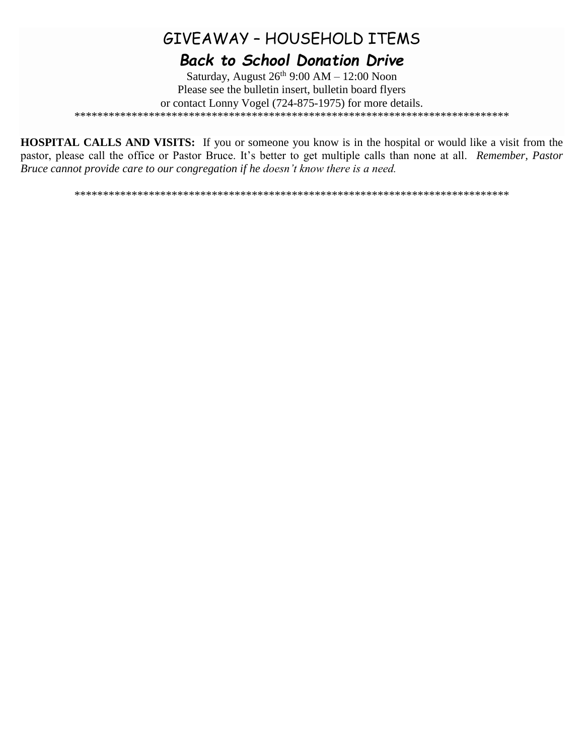# GIVEAWAY – HOUSEHOLD ITEMS

## *Back to School Donation Drive*

Saturday, August 26th 9:00 AM – 12:00 Noon

Please see the bulletin insert, bulletin board flyers

or contact Lonny Vogel (724-875-1975) for more details.

******************************************************************************

**HOSPITAL CALLS AND VISITS:** If you or someone you know is in the hospital or would like a visit from the pastor, please call the office or Pastor Bruce. It's better to get multiple calls than none at all. *Remember, Pastor Bruce cannot provide care to our congregation if he doesn't know there is a need.*

******************************************************************************